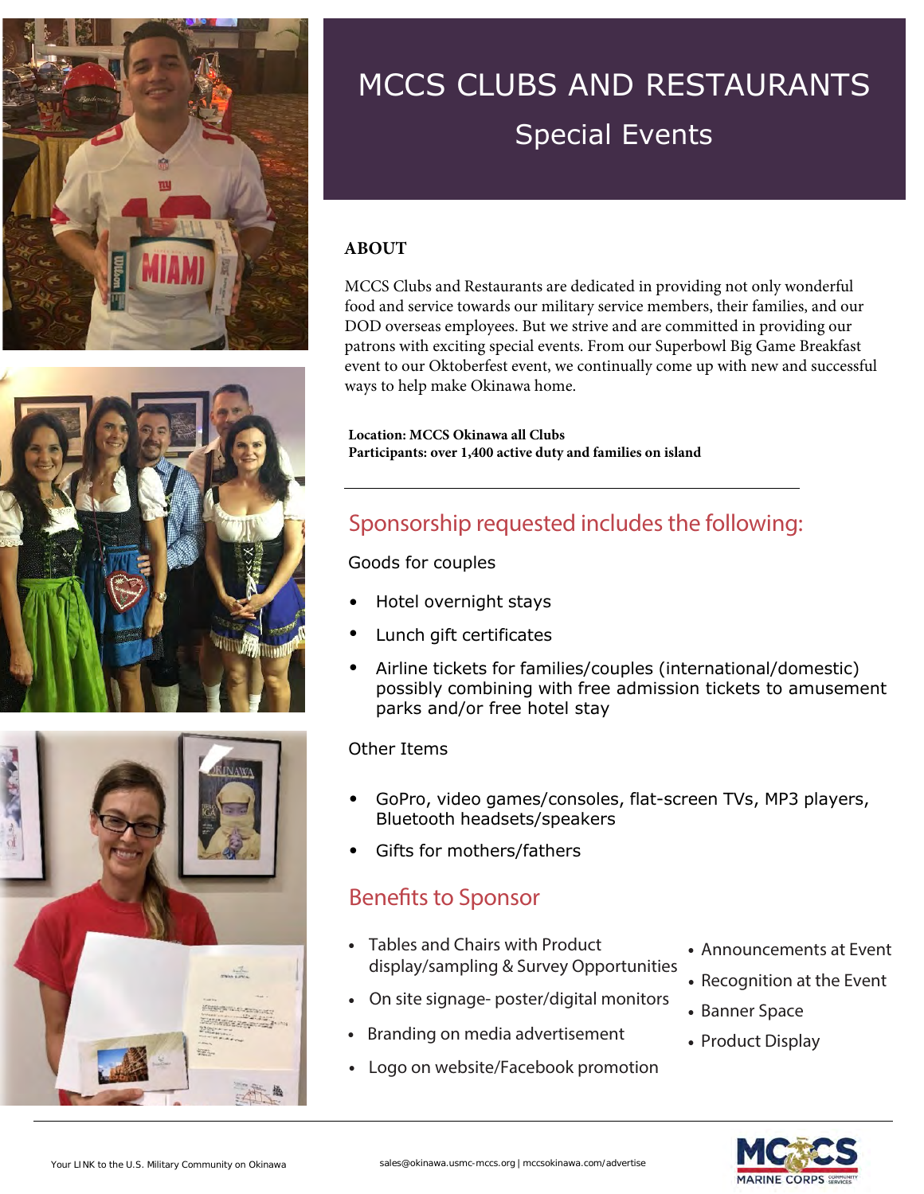# MCCS CLUBS AND RESTAURANTS

## Special Events

### ABOUT

MCCS Clubs and Restaurants are dedicated in providing not only wonderful food and service towards our military service members, their families, and our DOD overseas employees. But we strive and are committed in providing our patrons with exciting special events. From our Superbowl Big Game Breakfast event to our Oktoberfest event, we continually come up with new and successful ways to help make Okinawa home.

**Location: MCCS Okinawa all Clubs**
**Participants: over 1,400 active duty and families on island**

---

## Sponsorship requested includes the following:

Goods for couples

- Hotel overnight stays
- Lunch gift certificates
- Airline tickets for families/couples (international/domestic) possibly combining with free admission tickets to amusement parks and/or free hotel stay

Other Items

- GoPro, video games/consoles, flat-screen TVs, MP3 players, Bluetooth headsets/speakers
- Gifts for mothers/fathers

## Benefits to Sponsor

- Tables and Chairs with Product display/sampling & Survey Opportunities
- On site signage- poster/digital monitors
- Branding on media advertisement
- Logo on website/Facebook promotion
- Announcements at Event
- Recognition at the Event
- Banner Space
- Product Display

Your LINK to the U.S. Military Community on Okinawa

sales@okinawa.usmc-mccs.org | mccsokinawa.com/advertise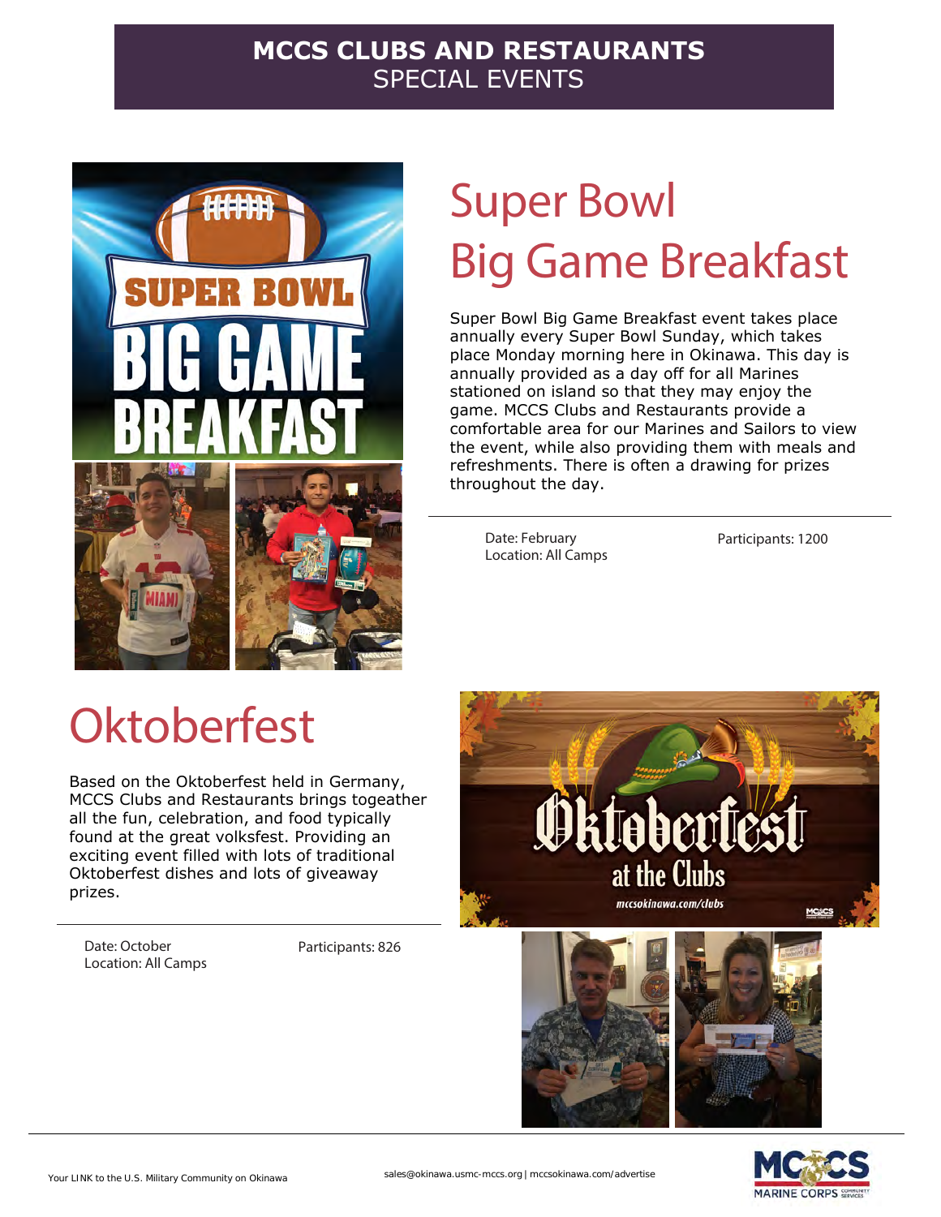**MCCS CLUBS AND RESTAURANTS**
SPECIAL EVENTS

# Super Bowl Big Game Breakfast

Super Bowl Big Game Breakfast event takes place annually every Super Bowl Sunday, which takes place Monday morning here in Okinawa. This day is annually provided as a day off for all Marines stationed on island so that they may enjoy the game. MCCS Clubs and Restaurants provide a comfortable area for our Marines and Sailors to view the event, while also providing them with meals and refreshments. There is often a drawing for prizes throughout the day.

Date: February
Location: All Camps

Participants: 1200

# Oktoberfest

Based on the Oktoberfest held in Germany, MCCS Clubs and Restaurants brings togeather all the fun, celebration, and food typically found at the great volksfest. Providing an exciting event filled with lots of traditional Oktoberfest dishes and lots of giveaway prizes.

Date: October
Location: All Camps

Participants: 826

Your LINK to the U.S. Military Community on Okinawa

sales@okinawa.usmc-mccs.org | mccsokinawa.com/advertise